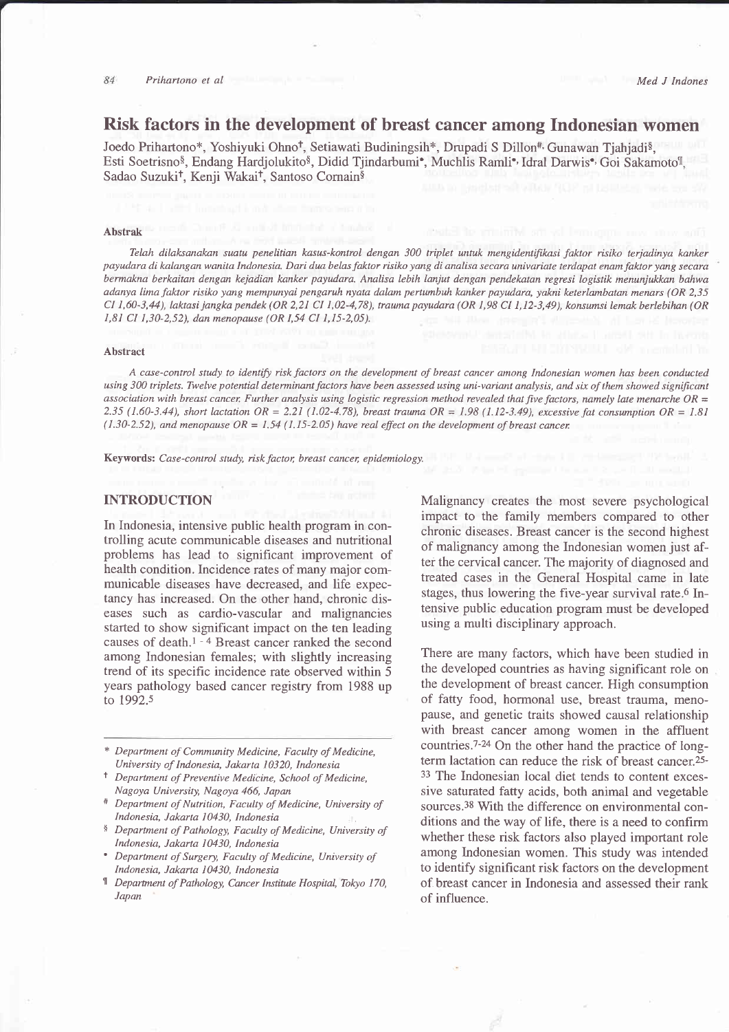# Risk factors in the development of breast cancer among Indonesian women

Joedo Prihartono*, Yoshiyuki Ohno†, Setiawati Budiningsih*, Drupadi S Dillon#, Gunawan Tjahjadi§, Esti Soetrisno§, Endang Hardjolukito§, Didid Tjindarbumi•, Muchlis Ramli•, Idral Darwis•, Goi Sakamoto¶, Sadao Suzuki†, Kenji Wakai†, Santoso Cornain§

### Abstrak

*Telah dilaksanakan suatu penelitian kasus-kontrol dengan 300 triplet untuk mengidentifikasi faktor risiko terjadinya kanker payudara di kalangan wanita Indonesia. Dari dua belas faktor risiko yang di analisa secara univariate terdapat enam faktor yang secara bermakna berkaitan dengan kejadian kanker payudara. Analisa lebih lanjut dengan pendekatan regresi logistik menunjukkan bahwa adanya lima faktor risiko yang mempunyai pengaruh nyata dalam pertumbuh kanker payudara, yakni keterlambatan menars (OR 2,35 CI 1,60-3,44), laktasi jangka pendek (OR 2,21 CI 1,02-4,78), trauma payudara (OR 1,98 CI 1,12-3,49), konsumsi lemak berlebihan (OR 1,81 CI 1,30-2,52), dan menopause (OR 1,54 CI 1,15-2,05).*

### Abstract

*A case-control study to identify risk factors on the development of breast cancer among Indonesian women has been conducted using 300 triplets. Twelve potential determinant factors have been assessed using uni-variant analysis, and six of them showed significant association with breast cancer. Further analysis using logistic regression method revealed that five factors, namely late menarche OR = 2.35 (1.60-3.44), short lactation OR = 2.21 (1.02-4.78), breast trauma OR = 1.98 (1.12-3.49), excessive fat consumption OR = 1.81 (1.30-2.52), and menopause OR = 1.54 (1.15-2.05) have real effect on the development of breast cancer.*

**Keywords:** *Case-control study, risk factor, breast cancer, epidemiology.*

## INTRODUCTION

In Indonesia, intensive public health program in controlling acute communicable diseases and nutritional problems has lead to significant improvement of health condition. Incidence rates of many major communicable diseases have decreased, and life expectancy has increased. On the other hand, chronic diseases such as cardio-vascular and malignancies started to show significant impact on the ten leading causes of death.[1-4] Breast cancer ranked the second among Indonesian females; with slightly increasing trend of its specific incidence rate observed within 5 years pathology based cancer registry from 1988 up to 1992.[5]

Malignancy creates the most severe psychological impact to the family members compared to other chronic diseases. Breast cancer is the second highest of malignancy among the Indonesian women just after the cervical cancer. The majority of diagnosed and treated cases in the General Hospital came in late stages, thus lowering the five-year survival rate.[6] Intensive public education program must be developed using a multi disciplinary approach.

There are many factors, which have been studied in the developed countries as having significant role on the development of breast cancer. High consumption of fatty food, hormonal use, breast trauma, menopause, and genetic traits showed causal relationship with breast cancer among women in the affluent countries.[7-24] On the other hand the practice of long-term lactation can reduce the risk of breast cancer.[25-33] The Indonesian local diet tends to content excessive saturated fatty acids, both animal and vegetable sources.[38] With the difference on environmental conditions and the way of life, there is a need to confirm whether these risk factors also played important role among Indonesian women. This study was intended to identify significant risk factors on the development of breast cancer in Indonesia and assessed their rank of influence.

---

\* Department of Community Medicine, Faculty of Medicine, University of Indonesia, Jakarta 10320, Indonesia

† Department of Preventive Medicine, School of Medicine, Nagoya University, Nagoya 466, Japan

\# Department of Nutrition, Faculty of Medicine, University of Indonesia, Jakarta 10430, Indonesia

§ Department of Pathology, Faculty of Medicine, University of Indonesia, Jakarta 10430, Indonesia

• Department of Surgery, Faculty of Medicine, University of Indonesia, Jakarta 10430, Indonesia

¶ Department of Pathology, Cancer Institute Hospital, Tokyo 170, Japan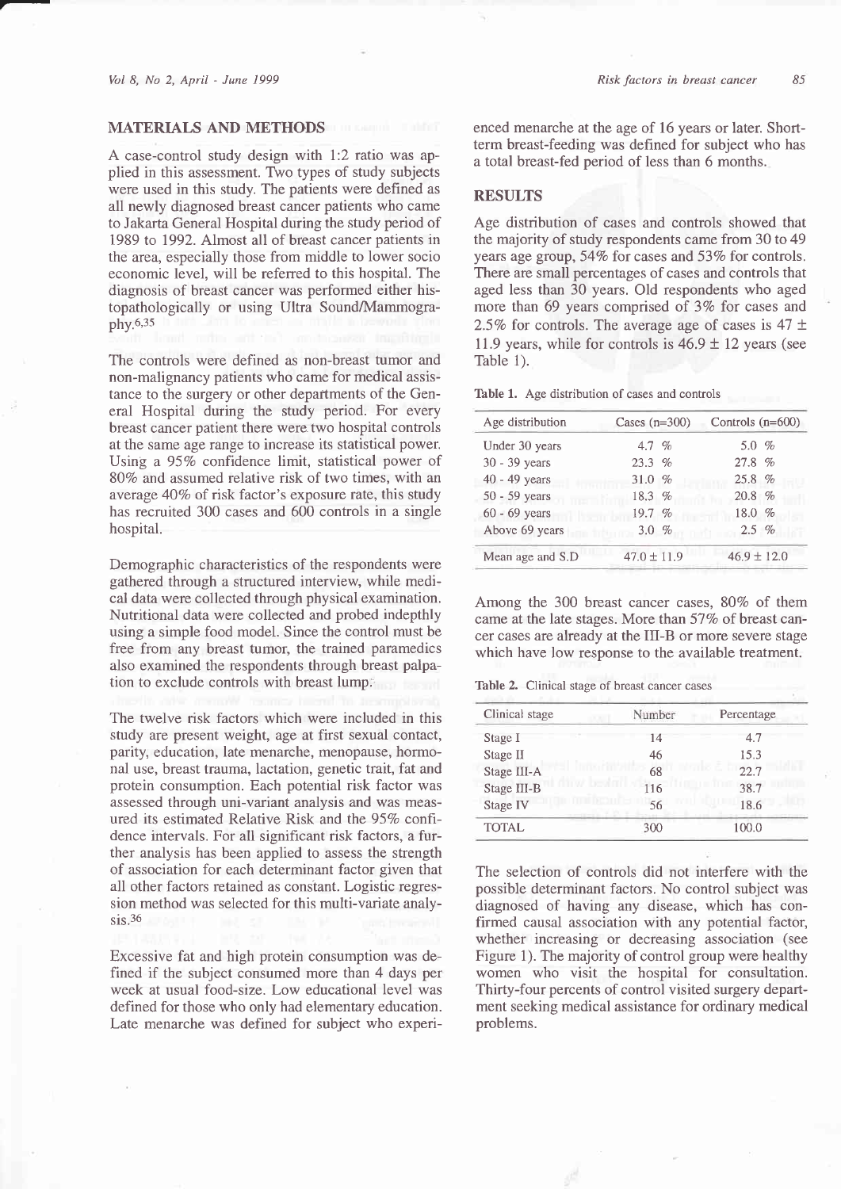## MATERIALS AND METHODS

A case-control study design with 1:2 ratio was applied in this assessment. Two types of study subjects were used in this study. The patients were defined as all newly diagnosed breast cancer patients who came to Jakarta General Hospital during the study period of 1989 to 1992. Almost all of breast cancer patients in the area, especially those from middle to lower socio economic level, will be referred to this hospital. The diagnosis of breast cancer was performed either histopathologically or using Ultra Sound/Mammography.[6,35]

The controls were defined as non-breast tumor and non-malignancy patients who came for medical assistance to the surgery or other departments of the General Hospital during the study period. For every breast cancer patient there were two hospital controls at the same age range to increase its statistical power. Using a 95% confidence limit, statistical power of 80% and assumed relative risk of two times, with an average 40% of risk factor's exposure rate, this study has recruited 300 cases and 600 controls in a single hospital.

Demographic characteristics of the respondents were gathered through a structured interview, while medical data were collected through physical examination. Nutritional data were collected and probed indepthly using a simple food model. Since the control must be free from any breast tumor, the trained paramedics also examined the respondents through breast palpation to exclude controls with breast lump.

The twelve risk factors which were included in this study are present weight, age at first sexual contact, parity, education, late menarche, menopause, hormonal use, breast trauma, lactation, genetic trait, fat and protein consumption. Each potential risk factor was assessed through uni-variant analysis and was measured its estimated Relative Risk and the 95% confidence intervals. For all significant risk factors, a further analysis has been applied to assess the strength of association for each determinant factor given that all other factors retained as constant. Logistic regression method was selected for this multi-variate analysis.[36]

Excessive fat and high protein consumption was defined if the subject consumed more than 4 days per week at usual food-size. Low educational level was defined for those who only had elementary education. Late menarche was defined for subject who experienced menarche at the age of 16 years or later. Short-term breast-feeding was defined for subject who has a total breast-fed period of less than 6 months.

## RESULTS

Age distribution of cases and controls showed that the majority of study respondents came from 30 to 49 years age group, 54% for cases and 53% for controls. There are small percentages of cases and controls that aged less than 30 years. Old respondents who aged more than 69 years comprised of 3% for cases and 2.5% for controls. The average age of cases is $47 \pm 11.9$ years, while for controls is $46.9 \pm 12$ years (see Table 1).

**Table 1.** Age distribution of cases and controls

| Age distribution | Cases (n=300) | Controls (n=600) |
|---|---|---|
| Under 30 years | 4.7 % | 5.0 % |
| 30 - 39 years | 23.3 % | 27.8 % |
| 40 - 49 years | 31.0 % | 25.8 % |
| 50 - 59 years | 18.3 % | 20.8 % |
| 60 - 69 years | 19.7 % | 18.0 % |
| Above 69 years | 3.0 % | 2.5 % |
| Mean age and S.D | $47.0 \pm 11.9$ | $46.9 \pm 12.0$ |

Among the 300 breast cancer cases, 80% of them came at the late stages. More than 57% of breast cancer cases are already at the III-B or more severe stage which have low response to the available treatment.

**Table 2.** Clinical stage of breast cancer cases

| Clinical stage | Number | Percentage |
|---|---|---|
| Stage I | 14 | 4.7 |
| Stage II | 46 | 15.3 |
| Stage III-A | 68 | 22.7 |
| Stage III-B | 116 | 38.7 |
| Stage IV | 56 | 18.6 |
| TOTAL | 300 | 100.0 |

The selection of controls did not interfere with the possible determinant factors. No control subject was diagnosed of having any disease, which has confirmed causal association with any potential factor, whether increasing or decreasing association (see Figure 1). The majority of control group were healthy women who visit the hospital for consultation. Thirty-four percents of control visited surgery department seeking medical assistance for ordinary medical problems.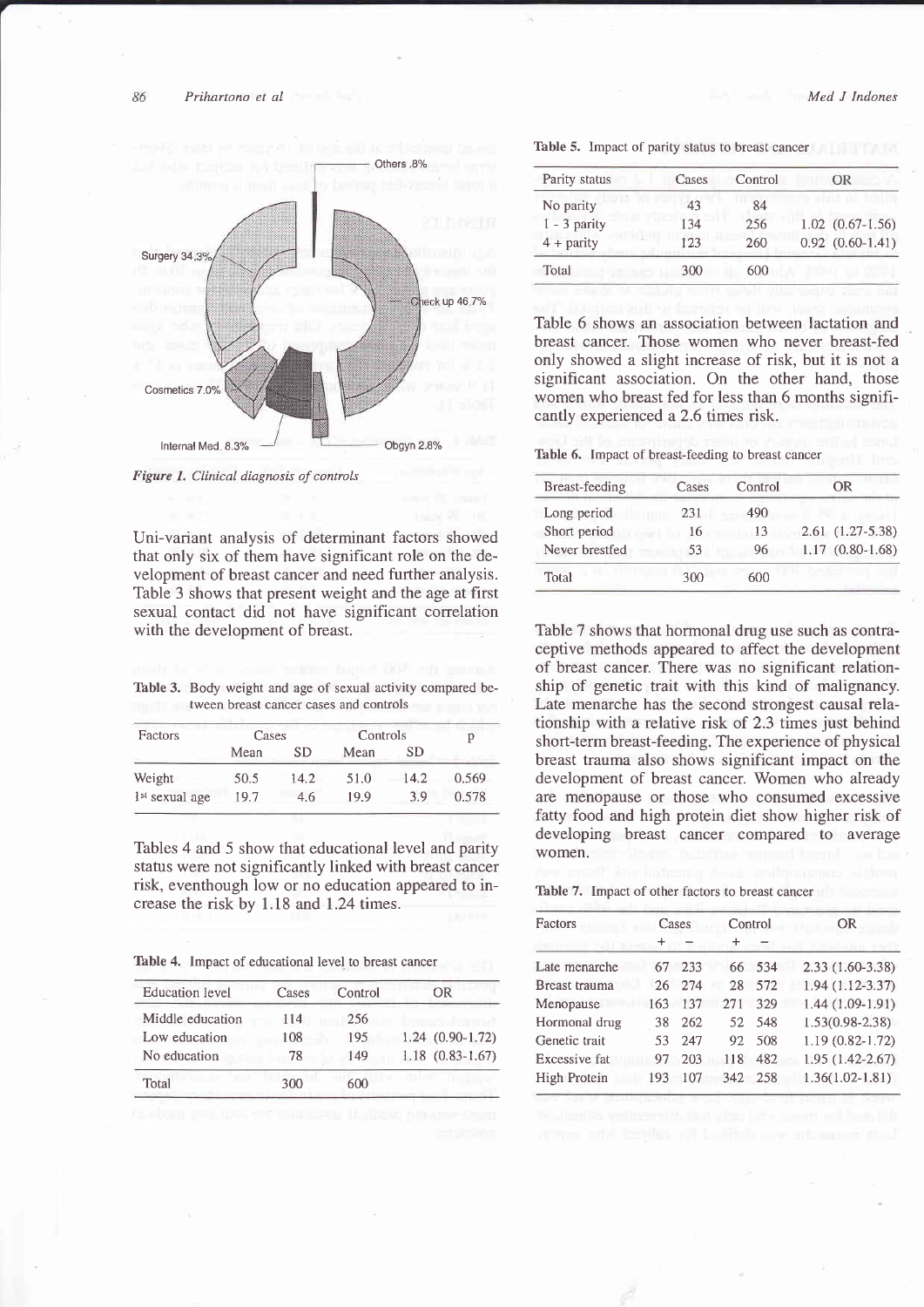Others .8%

Surgery 34.3%

Check up 46.7%

Cosmetics 7.0%

Internal Med. 8.3%

Obgyn 2.8%

*Figure 1. Clinical diagnosis of controls*

Uni-variant analysis of determinant factors showed that only six of them have significant role on the development of breast cancer and need further analysis. Table 3 shows that present weight and the age at first sexual contact did not have significant correlation with the development of breast.

Table 3. Body weight and age of sexual activity compared between breast cancer cases and controls

| Factors | Cases | | Controls | | p |
|---|---|---|---|---|---|
| | Mean | SD | Mean | SD | |
| Weight | 50.5 | 14.2 | 51.0 | 14.2 | 0.569 |
| 1st sexual age | 19.7 | 4.6 | 19.9 | 3.9 | 0.578 |

Tables 4 and 5 show that educational level and parity status were not significantly linked with breast cancer risk, eventhough low or no education appeared to increase the risk by 1.18 and 1.24 times.

Table 4. Impact of educational level to breast cancer

| Education level | Cases | Control | OR |
|---|---|---|---|
| Middle education | 114 | 256 | |
| Low education | 108 | 195 | 1.24 (0.90-1.72) |
| No education | 78 | 149 | 1.18 (0.83-1.67) |
| Total | 300 | 600 | |

Table 5. Impact of parity status to breast cancer

| Parity status | Cases | Control | OR |
|---|---|---|---|
| No parity | 43 | 84 | |
| 1 - 3 parity | 134 | 256 | 1.02 (0.67-1.56) |
| 4 + parity | 123 | 260 | 0.92 (0.60-1.41) |
| Total | 300 | 600 | |

Table 6 shows an association between lactation and breast cancer. Those women who never breast-fed only showed a slight increase of risk, but it is not a significant association. On the other hand, those women who breast fed for less than 6 months significantly experienced a 2.6 times risk.

Table 6. Impact of breast-feeding to breast cancer

| Breast-feeding | Cases | Control | OR |
|---|---|---|---|
| Long period | 231 | 490 | |
| Short period | 16 | 13 | 2.61 (1.27-5.38) |
| Never brestfed | 53 | 96 | 1.17 (0.80-1.68) |
| Total | 300 | 600 | |

Table 7 shows that hormonal drug use such as contraceptive methods appeared to affect the development of breast cancer. There was no significant relationship of genetic trait with this kind of malignancy. Late menarche has the second strongest causal relationship with a relative risk of 2.3 times just behind short-term breast-feeding. The experience of physical breast trauma also shows significant impact on the development of breast cancer. Women who already are menopause or those who consumed excessive fatty food and high protein diet show higher risk of developing breast cancer compared to average women.

Table 7. Impact of other factors to breast cancer

| Factors | Cases | | Control | | OR |
|---|---|---|---|---|---|
| | + | – | + | – | |
| Late menarche | 67 | 233 | 66 | 534 | 2.33 (1.60-3.38) |
| Breast trauma | 26 | 274 | 28 | 572 | 1.94 (1.12-3.37) |
| Menopause | 163 | 137 | 271 | 329 | 1.44 (1.09-1.91) |
| Hormonal drug | 38 | 262 | 52 | 548 | 1.53(0.98-2.38) |
| Genetic trait | 53 | 247 | 92 | 508 | 1.19 (0.82-1.72) |
| Excessive fat | 97 | 203 | 118 | 482 | 1.95 (1.42-2.67) |
| High Protein | 193 | 107 | 342 | 258 | 1.36(1.02-1.81) |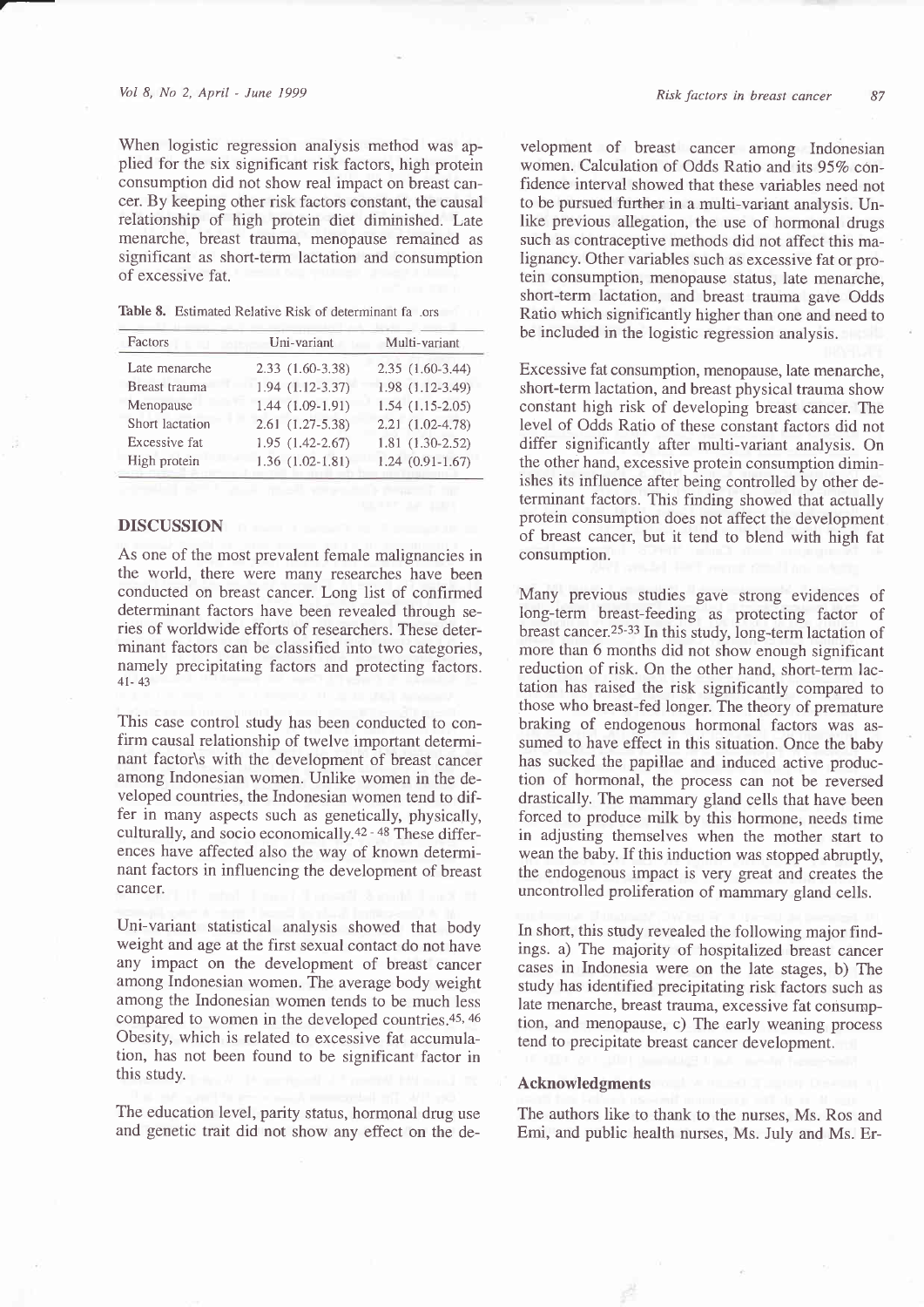When logistic regression analysis method was applied for the six significant risk factors, high protein consumption did not show real impact on breast cancer. By keeping other risk factors constant, the causal relationship of high protein diet diminished. Late menarche, breast trauma, menopause remained as significant as short-term lactation and consumption of excessive fat.

**Table 8.** Estimated Relative Risk of determinant fa_ors

| Factors | Uni-variant | Multi-variant |
|---|---|---|
| Late menarche | 2.33 (1.60-3.38) | 2.35 (1.60-3.44) |
| Breast trauma | 1.94 (1.12-3.37) | 1.98 (1.12-3.49) |
| Menopause | 1.44 (1.09-1.91) | 1.54 (1.15-2.05) |
| Short lactation | 2.61 (1.27-5.38) | 2.21 (1.02-4.78) |
| Excessive fat | 1.95 (1.42-2.67) | 1.81 (1.30-2.52) |
| High protein | 1.36 (1.02-1.81) | 1.24 (0.91-1.67) |

## DISCUSSION

As one of the most prevalent female malignancies in the world, there were many researches have been conducted on breast cancer. Long list of confirmed determinant factors have been revealed through series of worldwide efforts of researchers. These determinant factors can be classified into two categories, namely precipitating factors and protecting factors.[41-43]

This case control study has been conducted to confirm causal relationship of twelve important determinant factor\s with the development of breast cancer among Indonesian women. Unlike women in the developed countries, the Indonesian women tend to differ in many aspects such as genetically, physically, culturally, and socio economically.[42-48] These differences have affected also the way of known determinant factors in influencing the development of breast cancer.

Uni-variant statistical analysis showed that body weight and age at the first sexual contact do not have any impact on the development of breast cancer among Indonesian women. The average body weight among the Indonesian women tends to be much less compared to women in the developed countries.[45, 46] Obesity, which is related to excessive fat accumulation, has not been found to be significant factor in this study.

The education level, parity status, hormonal drug use and genetic trait did not show any effect on the development of breast cancer among Indonesian women. Calculation of Odds Ratio and its 95% confidence interval showed that these variables need not to be pursued further in a multi-variant analysis. Unlike previous allegation, the use of hormonal drugs such as contraceptive methods did not affect this malignancy. Other variables such as excessive fat or protein consumption, menopause status, late menarche, short-term lactation, and breast trauma gave Odds Ratio which significantly higher than one and need to be included in the logistic regression analysis.

Excessive fat consumption, menopause, late menarche, short-term lactation, and breast physical trauma show constant high risk of developing breast cancer. The level of Odds Ratio of these constant factors did not differ significantly after multi-variant analysis. On the other hand, excessive protein consumption diminishes its influence after being controlled by other determinant factors. This finding showed that actually protein consumption does not affect the development of breast cancer, but it tend to blend with high fat consumption.

Many previous studies gave strong evidences of long-term breast-feeding as protecting factor of breast cancer.[25-33] In this study, long-term lactation of more than 6 months did not show enough significant reduction of risk. On the other hand, short-term lactation has raised the risk significantly compared to those who breast-fed longer. The theory of premature braking of endogenous hormonal factors was assumed to have effect in this situation. Once the baby has sucked the papillae and induced active production of hormonal, the process can not be reversed drastically. The mammary gland cells that have been forced to produce milk by this hormone, needs time in adjusting themselves when the mother start to wean the baby. If this induction was stopped abruptly, the endogenous impact is very great and creates the uncontrolled proliferation of mammary gland cells.

In short, this study revealed the following major findings. a) The majority of hospitalized breast cancer cases in Indonesia were on the late stages, b) The study has identified precipitating risk factors such as late menarche, breast trauma, excessive fat consumption, and menopause, c) The early weaning process tend to precipitate breast cancer development.

### Acknowledgments

The authors like to thank to the nurses, Ms. Ros and Emi, and public health nurses, Ms. July and Ms. Er-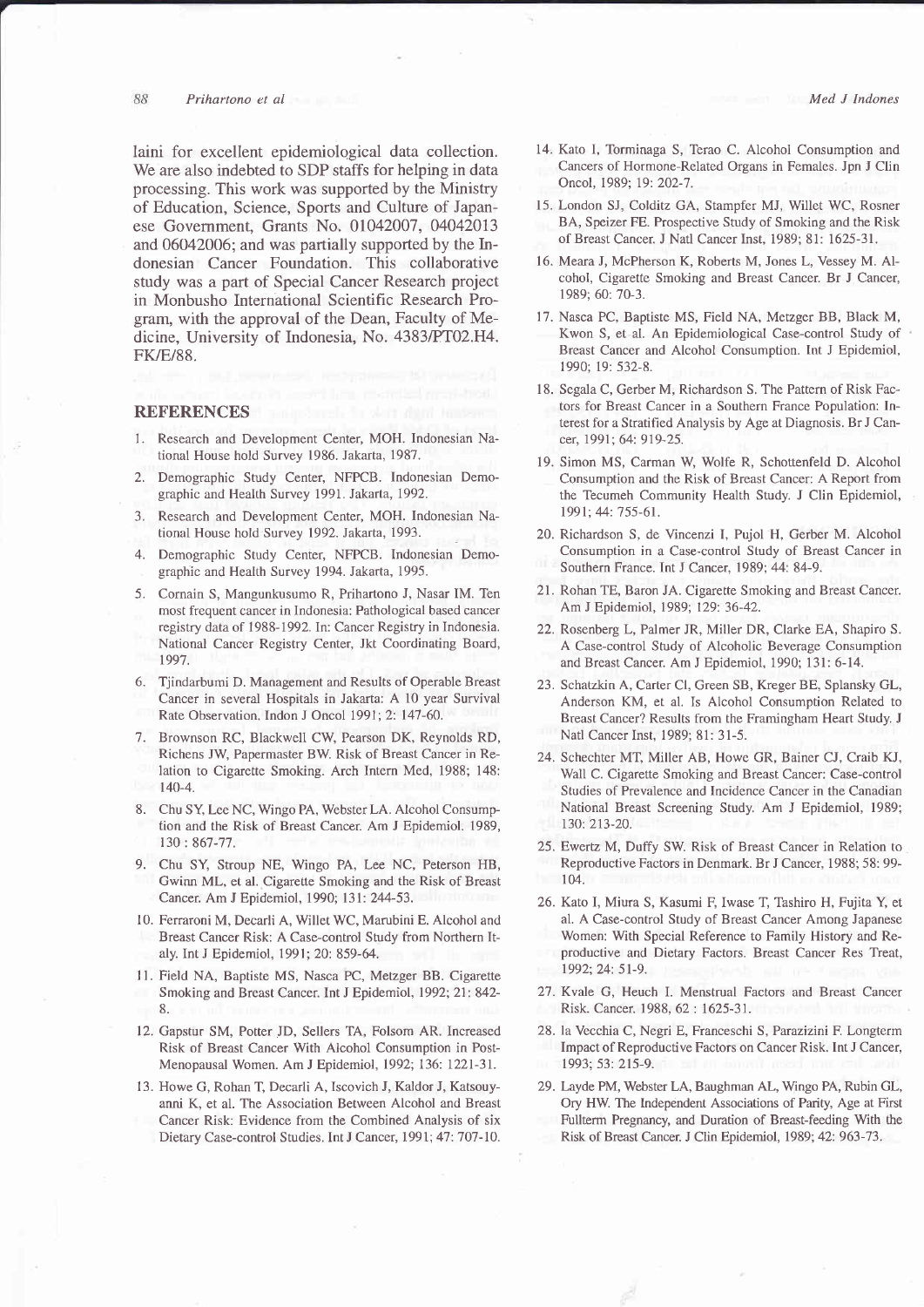laini for excellent epidemiological data collection. We are also indebted to SDP staffs for helping in data processing. This work was supported by the Ministry of Education, Science, Sports and Culture of Japanese Government, Grants No. 01042007, 04042013 and 06042006; and was partially supported by the Indonesian Cancer Foundation. This collaborative study was a part of Special Cancer Research project in Monbusho International Scientific Research Program, with the approval of the Dean, Faculty of Medicine, University of Indonesia, No. 4383/PT02.H4.FK/E/88.

## REFERENCES

1. Research and Development Center, MOH. Indonesian National House hold Survey 1986. Jakarta, 1987.
2. Demographic Study Center, NFPCB. Indonesian Demographic and Health Survey 1991. Jakarta, 1992.
3. Research and Development Center, MOH. Indonesian National House hold Survey 1992. Jakarta, 1993.
4. Demographic Study Center, NFPCB. Indonesian Demographic and Health Survey 1994. Jakarta, 1995.
5. Cornain S, Mangunkusumo R, Prihartono J, Nasar IM. Ten most frequent cancer in Indonesia: Pathological based cancer registry data of 1988-1992. In: Cancer Registry in Indonesia. National Cancer Registry Center, Jkt Coordinating Board, 1997.
6. Tjindarbumi D. Management and Results of Operable Breast Cancer in several Hospitals in Jakarta: A 10 year Survival Rate Observation. Indon J Oncol 1991; 2: 147-60.
7. Brownson RC, Blackwell CW, Pearson DK, Reynolds RD, Richens JW, Papermaster BW. Risk of Breast Cancer in Relation to Cigarette Smoking. Arch Intern Med, 1988; 148: 140-4.
8. Chu SY, Lee NC, Wingo PA, Webster LA. Alcohol Consumption and the Risk of Breast Cancer. Am J Epidemiol. 1989, 130 : 867-77.
9. Chu SY, Stroup NE, Wingo PA, Lee NC, Peterson HB, Gwinn ML, et al. Cigarette Smoking and the Risk of Breast Cancer. Am J Epidemiol, 1990; 131: 244-53.
10. Ferraroni M, Decarli A, Willet WC, Marubini E. Alcohol and Breast Cancer Risk: A Case-control Study from Northern Italy. Int J Epidemiol, 1991; 20: 859-64.
11. Field NA, Baptiste MS, Nasca PC, Metzger BB. Cigarette Smoking and Breast Cancer. Int J Epidemiol, 1992; 21: 842-8.
12. Gapstur SM, Potter JD, Sellers TA, Folsom AR. Increased Risk of Breast Cancer With Alcohol Consumption in Post-Menopausal Women. Am J Epidemiol, 1992; 136: 1221-31.
13. Howe G, Rohan T, Decarli A, Iscovich J, Kaldor J, Katsouyanni K, et al. The Association Between Alcohol and Breast Cancer Risk: Evidence from the Combined Analysis of six Dietary Case-control Studies. Int J Cancer, 1991; 47: 707-10.
14. Kato I, Torminaga S, Terao C. Alcohol Consumption and Cancers of Hormone-Related Organs in Females. Jpn J Clin Oncol, 1989; 19: 202-7.
15. London SJ, Colditz GA, Stampfer MJ, Willet WC, Rosner BA, Speizer FE. Prospective Study of Smoking and the Risk of Breast Cancer. J Natl Cancer Inst, 1989; 81: 1625-31.
16. Meara J, McPherson K, Roberts M, Jones L, Vessey M. Alcohol, Cigarette Smoking and Breast Cancer. Br J Cancer, 1989; 60: 70-3.
17. Nasca PC, Baptiste MS, Field NA, Metzger BB, Black M, Kwon S, et al. An Epidemiological Case-control Study of Breast Cancer and Alcohol Consumption. Int J Epidemiol, 1990; 19: 532-8.
18. Segala C, Gerber M, Richardson S. The Pattern of Risk Factors for Breast Cancer in a Southern France Population: Interest for a Stratified Analysis by Age at Diagnosis. Br J Cancer, 1991; 64: 919-25.
19. Simon MS, Carman W, Wolfe R, Schottenfeld D. Alcohol Consumption and the Risk of Breast Cancer: A Report from the Tecumeh Community Health Study. J Clin Epidemiol, 1991; 44: 755-61.
20. Richardson S, de Vincenzi I, Pujol H, Gerber M. Alcohol Consumption in a Case-control Study of Breast Cancer in Southern France. Int J Cancer, 1989; 44: 84-9.
21. Rohan TE, Baron JA. Cigarette Smoking and Breast Cancer. Am J Epidemiol, 1989; 129: 36-42.
22. Rosenberg L, Palmer JR, Miller DR, Clarke EA, Shapiro S. A Case-control Study of Alcoholic Beverage Consumption and Breast Cancer. Am J Epidemiol, 1990; 131: 6-14.
23. Schatzkin A, Carter Cl, Green SB, Kreger BE, Splansky GL, Anderson KM, et al. Is Alcohol Consumption Related to Breast Cancer? Results from the Framingham Heart Study. J Natl Cancer Inst, 1989; 81: 31-5.
24. Schechter MT, Miller AB, Howe GR, Bainer CJ, Craib KJ, Wall C. Cigarette Smoking and Breast Cancer: Case-control Studies of Prevalence and Incidence Cancer in the Canadian National Breast Screening Study. Am J Epidemiol, 1989; 130: 213-20.
25. Ewertz M, Duffy SW. Risk of Breast Cancer in Relation to Reproductive Factors in Denmark. Br J Cancer, 1988; 58: 99-104.
26. Kato I, Miura S, Kasumi F, Iwase T, Tashiro H, Fujita Y, et al. A Case-control Study of Breast Cancer Among Japanese Women: With Special Reference to Family History and Reproductive and Dietary Factors. Breast Cancer Res Treat, 1992; 24: 51-9.
27. Kvale G, Heuch I. Menstrual Factors and Breast Cancer Risk. Cancer. 1988, 62 : 1625-31.
28. la Vecchia C, Negri E, Franceschi S, Parazizini F. Longterm Impact of Reproductive Factors on Cancer Risk. Int J Cancer, 1993; 53: 215-9.
29. Layde PM, Webster LA, Baughman AL, Wingo PA, Rubin GL, Ory HW. The Independent Associations of Parity, Age at First Fullterm Pregnancy, and Duration of Breast-feeding With the Risk of Breast Cancer. J Clin Epidemiol, 1989; 42: 963-73.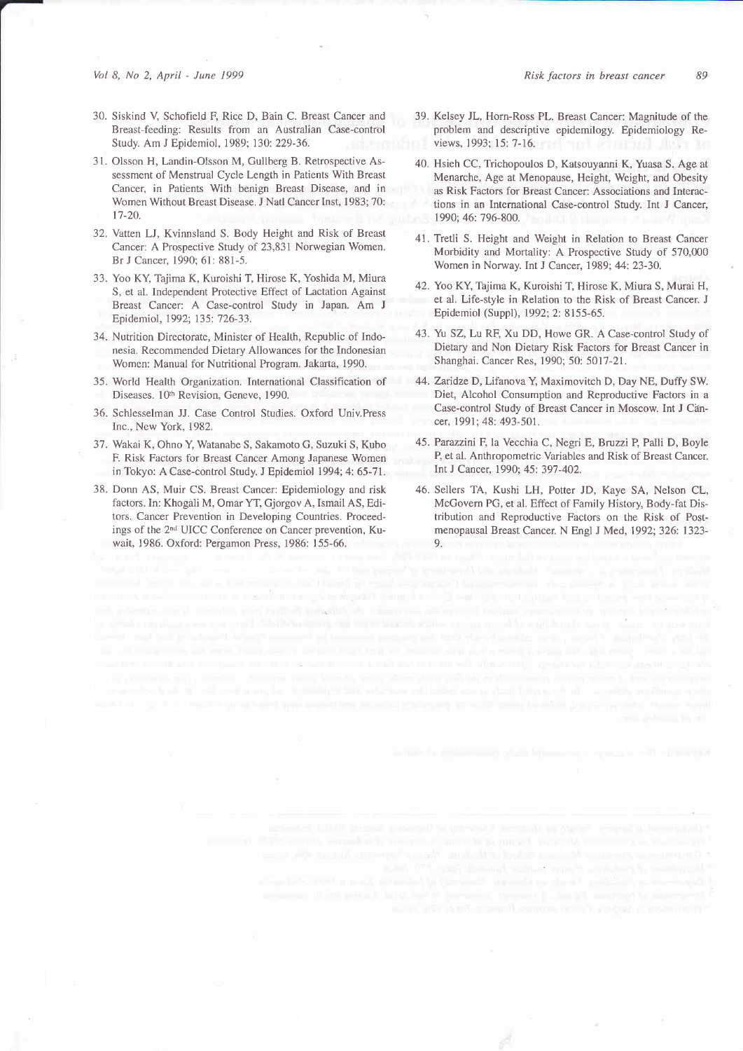30. Siskind V, Schofield F, Rice D, Bain C. Breast Cancer and Breast-feeding: Results from an Australian Case-control Study. Am J Epidemiol, 1989; 130: 229-36.

31. Olsson H, Landin-Olsson M, Gullberg B. Retrospective Assessment of Menstrual Cycle Length in Patients With Breast Cancer, in Patients With benign Breast Disease, and in Women Without Breast Disease. J Natl Cancer Inst, 1983; 70: 17-20.

32. Vatten LJ, Kvinnsland S. Body Height and Risk of Breast Cancer: A Prospective Study of 23,831 Norwegian Women. Br J Cancer, 1990; 61: 881-5.

33. Yoo KY, Tajima K, Kuroishi T, Hirose K, Yoshida M, Miura S, et al. Independent Protective Effect of Lactation Against Breast Cancer: A Case-control Study in Japan. Am J Epidemiol, 1992; 135: 726-33.

34. Nutrition Directorate, Minister of Health, Republic of Indonesia. Recommended Dietary Allowances for the Indonesian Women: Manual for Nutritional Program. Jakarta, 1990.

35. World Health Organization. International Classification of Diseases. 10th Revision, Geneve, 1990.

36. Schlesselman JJ. Case Control Studies. Oxford Univ.Press Inc., New York, 1982.

37. Wakai K, Ohno Y, Watanabe S, Sakamoto G, Suzuki S, Kubo F. Risk Factors for Breast Cancer Among Japanese Women in Tokyo: A Case-control Study. J Epidemiol 1994; 4: 65-71.

38. Donn AS, Muir CS. Breast Cancer: Epidemiology and risk factors. In: Khogali M, Omar YT, Gjorgov A, Ismail AS, Editors. Cancer Prevention in Developing Countries. Proceedings of the 2nd UICC Conference on Cancer prevention, Kuwait, 1986. Oxford: Pergamon Press, 1986: 155-66.

39. Kelsey JL, Horn-Ross PL. Breast Cancer: Magnitude of the problem and descriptive epidemiology. Epidemiology Reviews, 1993; 15: 7-16.

40. Hsieh CC, Trichopoulos D, Katsouyanni K, Yuasa S. Age at Menarche, Age at Menopause, Height, Weight, and Obesity as Risk Factors for Breast Cancer: Associations and Interactions in an International Case-control Study. Int J Cancer, 1990; 46: 796-800.

41. Tretli S. Height and Weight in Relation to Breast Cancer Morbidity and Mortality: A Prospective Study of 570,000 Women in Norway. Int J Cancer, 1989; 44: 23-30.

42. Yoo KY, Tajima K, Kuroishi T, Hirose K, Miura S, Murai H, et al. Life-style in Relation to the Risk of Breast Cancer. J Epidemiol (Suppl), 1992; 2: 8155-65.

43. Yu SZ, Lu RF, Xu DD, Howe GR. A Case-control Study of Dietary and Non Dietary Risk Factors for Breast Cancer in Shanghai. Cancer Res, 1990; 50: 5017-21.

44. Zaridze D, Lifanova Y, Maximovitch D, Day NE, Duffy SW. Diet, Alcohol Consumption and Reproductive Factors in a Case-control Study of Breast Cancer in Moscow. Int J Cancer, 1991; 48: 493-501.

45. Parazzini F, la Vecchia C, Negri E, Bruzzi P, Palli D, Boyle P, et al. Anthropometric Variables and Risk of Breast Cancer. Int J Cancer, 1990; 45: 397-402.

46. Sellers TA, Kushi LH, Potter JD, Kaye SA, Nelson CL, McGovern PG, et al. Effect of Family History, Body-fat Distribution and Reproductive Factors on the Risk of Postmenopausal Breast Cancer. N Engl J Med, 1992; 326: 1323-9.